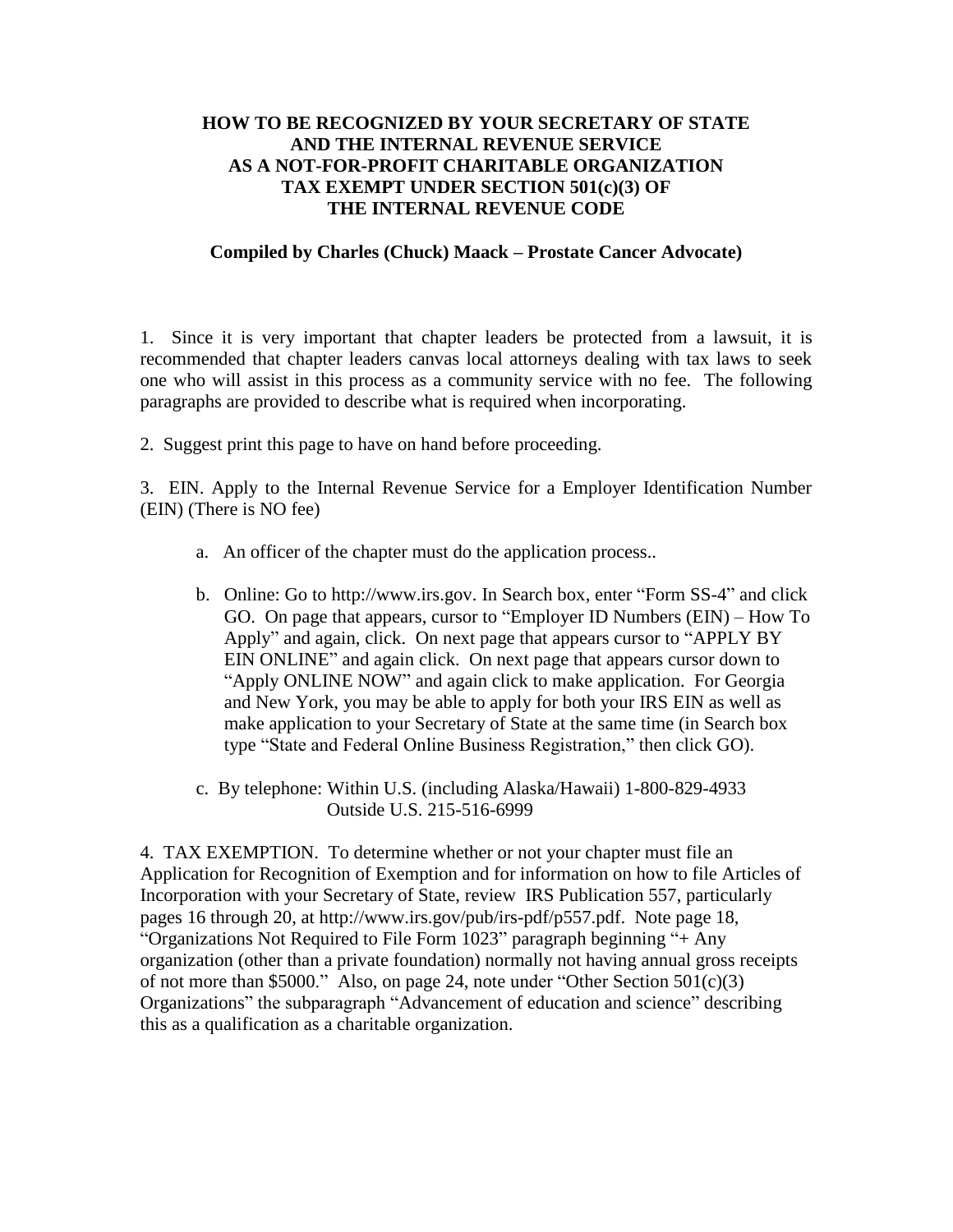# HOW TO BE RECOGNIZED BY YOUR SECRETARY OF STATE AND THE INTERNAL REVENUE SERVICE AS A NOT-FOR-PROFIT CHARITABLE ORGANIZATION TAX EXEMPT UNDER SECTION 501(c)(3) OF THE INTERNAL REVENUE CODE

**Compiled by Charles (Chuck) Maack – Prostate Cancer Advocate)**

1. Since it is very important that chapter leaders be protected from a lawsuit, it is recommended that chapter leaders canvas local attorneys dealing with tax laws to seek one who will assist in this process as a community service with no fee. The following paragraphs are provided to describe what is required when incorporating.

2. Suggest print this page to have on hand before proceeding.

3. EIN. Apply to the Internal Revenue Service for a Employer Identification Number (EIN) (There is NO fee)

   a. An officer of the chapter must do the application process..

   b. Online: Go to http://www.irs.gov. In Search box, enter "Form SS-4" and click GO. On page that appears, cursor to "Employer ID Numbers (EIN) – How To Apply" and again, click. On next page that appears cursor to "APPLY BY EIN ONLINE" and again click. On next page that appears cursor down to "Apply ONLINE NOW" and again click to make application. For Georgia and New York, you may be able to apply for both your IRS EIN as well as make application to your Secretary of State at the same time (in Search box type "State and Federal Online Business Registration," then click GO).

   c. By telephone: Within U.S. (including Alaska/Hawaii) 1-800-829-4933
      Outside U.S. 215-516-6999

4. TAX EXEMPTION. To determine whether or not your chapter must file an Application for Recognition of Exemption and for information on how to file Articles of Incorporation with your Secretary of State, review IRS Publication 557, particularly pages 16 through 20, at http://www.irs.gov/pub/irs-pdf/p557.pdf. Note page 18, "Organizations Not Required to File Form 1023" paragraph beginning "+ Any organization (other than a private foundation) normally not having annual gross receipts of not more than $5000." Also, on page 24, note under "Other Section 501(c)(3) Organizations" the subparagraph "Advancement of education and science" describing this as a qualification as a charitable organization.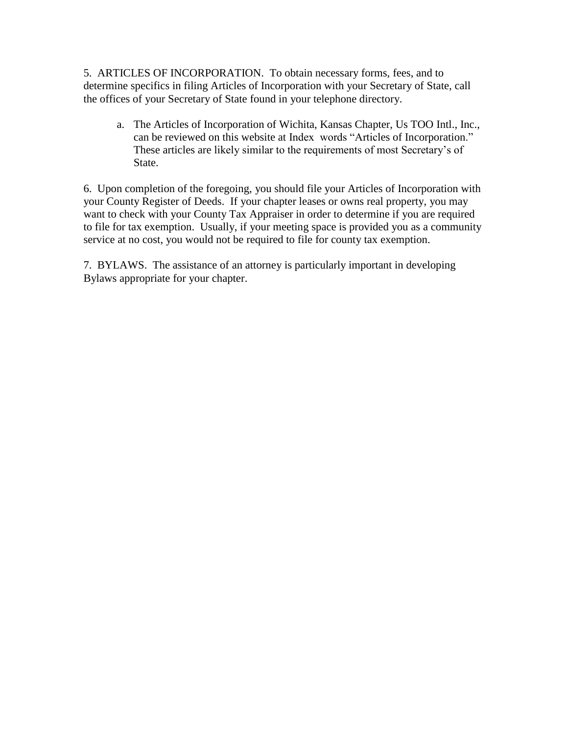5. ARTICLES OF INCORPORATION. To obtain necessary forms, fees, and to determine specifics in filing Articles of Incorporation with your Secretary of State, call the offices of your Secretary of State found in your telephone directory.

   a. The Articles of Incorporation of Wichita, Kansas Chapter, Us TOO Intl., Inc., can be reviewed on this website at Index words "Articles of Incorporation." These articles are likely similar to the requirements of most Secretary's of State.

6. Upon completion of the foregoing, you should file your Articles of Incorporation with your County Register of Deeds. If your chapter leases or owns real property, you may want to check with your County Tax Appraiser in order to determine if you are required to file for tax exemption. Usually, if your meeting space is provided you as a community service at no cost, you would not be required to file for county tax exemption.

7. BYLAWS. The assistance of an attorney is particularly important in developing Bylaws appropriate for your chapter.